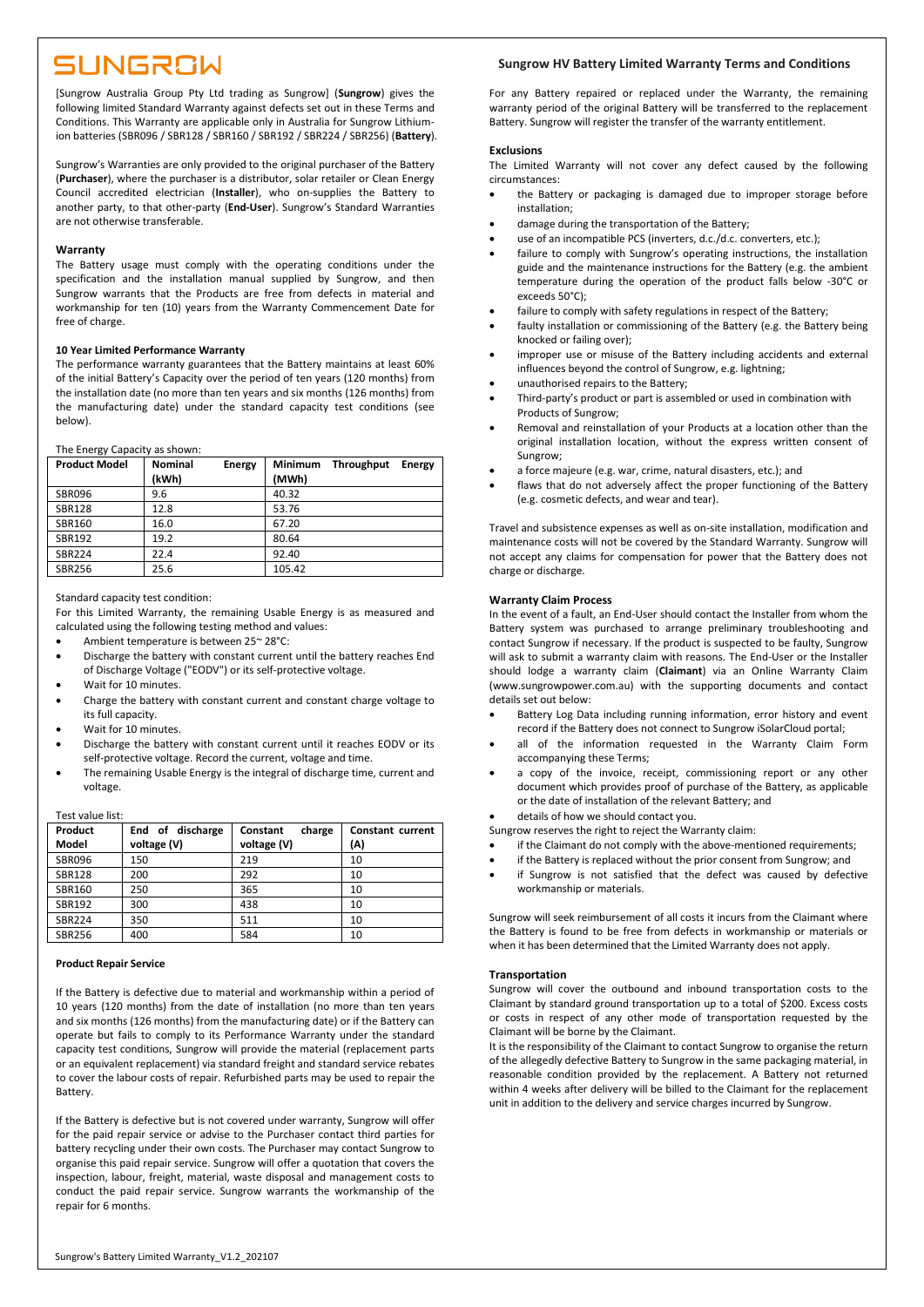# SUNGROW

## Sungrow HV Battery Limited Warranty Terms and Conditions

[Sungrow Australia Group Pty Ltd trading as Sungrow] (**Sungrow**) gives the following limited Standard Warranty against defects set out in these Terms and Conditions. This Warranty are applicable only in Australia for Sungrow Lithium-ion batteries (SBR096 / SBR128 / SBR160 / SBR192 / SBR224 / SBR256) (**Battery**).

Sungrow's Warranties are only provided to the original purchaser of the Battery (**Purchaser**), where the purchaser is a distributor, solar retailer or Clean Energy Council accredited electrician (**Installer**), who on-supplies the Battery to another party, to that other-party (**End-User**). Sungrow's Standard Warranties are not otherwise transferable.

### Warranty

The Battery usage must comply with the operating conditions under the specification and the installation manual supplied by Sungrow, and then Sungrow warrants that the Products are free from defects in material and workmanship for ten (10) years from the Warranty Commencement Date for free of charge.

### 10 Year Limited Performance Warranty

The performance warranty guarantees that the Battery maintains at least 60% of the initial Battery's Capacity over the period of ten years (120 months) from the installation date (no more than ten years and six months (126 months) from the manufacturing date) under the standard capacity test conditions (see below).

The Energy Capacity as shown:

| Product Model | Nominal Energy (kWh) | Minimum Throughput Energy (MWh) |
|---|---|---|
| SBR096 | 9.6 | 40.32 |
| SBR128 | 12.8 | 53.76 |
| SBR160 | 16.0 | 67.20 |
| SBR192 | 19.2 | 80.64 |
| SBR224 | 22.4 | 92.40 |
| SBR256 | 25.6 | 105.42 |

Standard capacity test condition:

For this Limited Warranty, the remaining Usable Energy is as measured and calculated using the following testing method and values:

- Ambient temperature is between 25~ 28°C:
- Discharge the battery with constant current until the battery reaches End of Discharge Voltage ("EODV") or its self-protective voltage.
- Wait for 10 minutes.
- Charge the battery with constant current and constant charge voltage to its full capacity.
- Wait for 10 minutes.
- Discharge the battery with constant current until it reaches EODV or its self-protective voltage. Record the current, voltage and time.
- The remaining Usable Energy is the integral of discharge time, current and voltage.

Test value list:

| Product Model | End of discharge voltage (V) | Constant charge voltage (V) | Constant current (A) |
|---|---|---|---|
| SBR096 | 150 | 219 | 10 |
| SBR128 | 200 | 292 | 10 |
| SBR160 | 250 | 365 | 10 |
| SBR192 | 300 | 438 | 10 |
| SBR224 | 350 | 511 | 10 |
| SBR256 | 400 | 584 | 10 |

### Product Repair Service

If the Battery is defective due to material and workmanship within a period of 10 years (120 months) from the date of installation (no more than ten years and six months (126 months) from the manufacturing date) or if the Battery can operate but fails to comply to its Performance Warranty under the standard capacity test conditions, Sungrow will provide the material (replacement parts or an equivalent replacement) via standard freight and standard service rebates to cover the labour costs of repair. Refurbished parts may be used to repair the Battery.

If the Battery is defective but is not covered under warranty, Sungrow will offer for the paid repair service or advise to the Purchaser contact third parties for battery recycling under their own costs. The Purchaser may contact Sungrow to organise this paid repair service. Sungrow will offer a quotation that covers the inspection, labour, freight, material, waste disposal and management costs to conduct the paid repair service. Sungrow warrants the workmanship of the repair for 6 months.

For any Battery repaired or replaced under the Warranty, the remaining warranty period of the original Battery will be transferred to the replacement Battery. Sungrow will register the transfer of the warranty entitlement.

### Exclusions

The Limited Warranty will not cover any defect caused by the following circumstances:

- the Battery or packaging is damaged due to improper storage before installation;
- damage during the transportation of the Battery;
- use of an incompatible PCS (inverters, d.c./d.c. converters, etc.);
- failure to comply with Sungrow's operating instructions, the installation guide and the maintenance instructions for the Battery (e.g. the ambient temperature during the operation of the product falls below -30°C or exceeds 50°C);
- failure to comply with safety regulations in respect of the Battery;
- faulty installation or commissioning of the Battery (e.g. the Battery being knocked or failing over);
- improper use or misuse of the Battery including accidents and external influences beyond the control of Sungrow, e.g. lightning;
- unauthorised repairs to the Battery;
- Third-party's product or part is assembled or used in combination with Products of Sungrow;
- Removal and reinstallation of your Products at a location other than the original installation location, without the express written consent of Sungrow;
- a force majeure (e.g. war, crime, natural disasters, etc.); and
- flaws that do not adversely affect the proper functioning of the Battery (e.g. cosmetic defects, and wear and tear).

Travel and subsistence expenses as well as on-site installation, modification and maintenance costs will not be covered by the Standard Warranty. Sungrow will not accept any claims for compensation for power that the Battery does not charge or discharge.

### Warranty Claim Process

In the event of a fault, an End-User should contact the Installer from whom the Battery system was purchased to arrange preliminary troubleshooting and contact Sungrow if necessary. If the product is suspected to be faulty, Sungrow will ask to submit a warranty claim with reasons. The End-User or the Installer should lodge a warranty claim (**Claimant**) via an Online Warranty Claim (www.sungrowpower.com.au) with the supporting documents and contact details set out below:

- Battery Log Data including running information, error history and event record if the Battery does not connect to Sungrow iSolarCloud portal;
- all of the information requested in the Warranty Claim Form accompanying these Terms;
- a copy of the invoice, receipt, commissioning report or any other document which provides proof of purchase of the Battery, as applicable or the date of installation of the relevant Battery; and
- details of how we should contact you.

Sungrow reserves the right to reject the Warranty claim:

- if the Claimant do not comply with the above-mentioned requirements;
- if the Battery is replaced without the prior consent from Sungrow; and
- if Sungrow is not satisfied that the defect was caused by defective workmanship or materials.

Sungrow will seek reimbursement of all costs it incurs from the Claimant where the Battery is found to be free from defects in workmanship or materials or when it has been determined that the Limited Warranty does not apply.

### Transportation

Sungrow will cover the outbound and inbound transportation costs to the Claimant by standard ground transportation up to a total of $200. Excess costs or costs in respect of any other mode of transportation requested by the Claimant will be borne by the Claimant.

It is the responsibility of the Claimant to contact Sungrow to organise the return of the allegedly defective Battery to Sungrow in the same packaging material, in reasonable condition provided by the replacement. A Battery not returned within 4 weeks after delivery will be billed to the Claimant for the replacement unit in addition to the delivery and service charges incurred by Sungrow.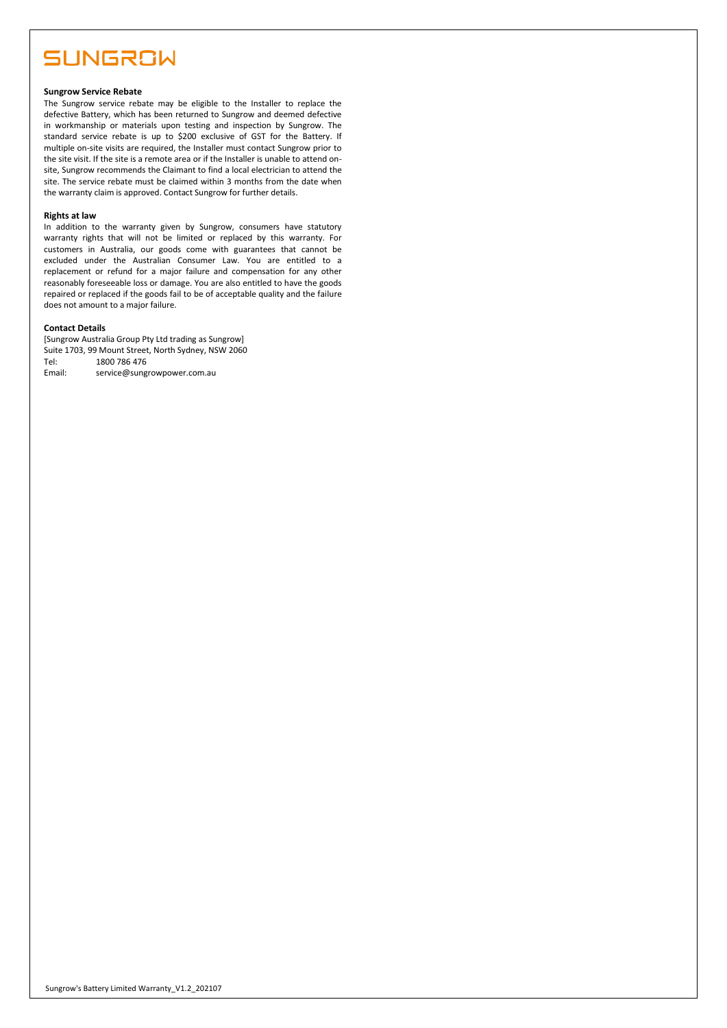### Sungrow Service Rebate

The Sungrow service rebate may be eligible to the Installer to replace the defective Battery, which has been returned to Sungrow and deemed defective in workmanship or materials upon testing and inspection by Sungrow. The standard service rebate is up to $200 exclusive of GST for the Battery. If multiple on-site visits are required, the Installer must contact Sungrow prior to the site visit. If the site is a remote area or if the Installer is unable to attend on-site, Sungrow recommends the Claimant to find a local electrician to attend the site. The service rebate must be claimed within 3 months from the date when the warranty claim is approved. Contact Sungrow for further details.

### Rights at law

In addition to the warranty given by Sungrow, consumers have statutory warranty rights that will not be limited or replaced by this warranty. For customers in Australia, our goods come with guarantees that cannot be excluded under the Australian Consumer Law. You are entitled to a replacement or refund for a major failure and compensation for any other reasonably foreseeable loss or damage. You are also entitled to have the goods repaired or replaced if the goods fail to be of acceptable quality and the failure does not amount to a major failure.

### Contact Details

[Sungrow Australia Group Pty Ltd trading as Sungrow]
Suite 1703, 99 Mount Street, North Sydney, NSW 2060
Tel: 1800 786 476
Email: service@sungrowpower.com.au